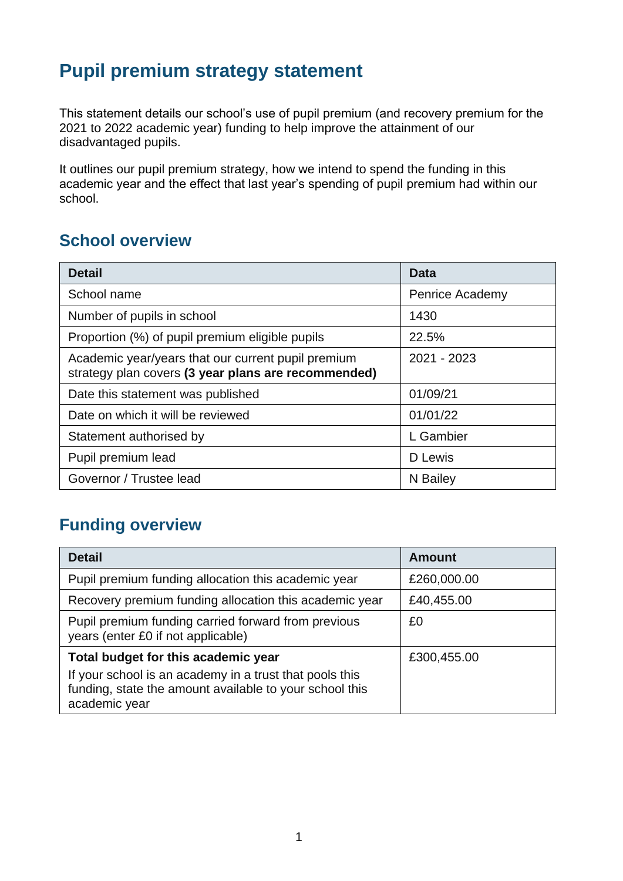# Pupil premium strategy statement

This statement details our school's use of pupil premium (and recovery premium for the 2021 to 2022 academic year) funding to help improve the attainment of our disadvantaged pupils.

It outlines our pupil premium strategy, how we intend to spend the funding in this academic year and the effect that last year's spending of pupil premium had within our school.

## School overview

| Detail | Data |
|---|---|
| School name | Penrice Academy |
| Number of pupils in school | 1430 |
| Proportion (%) of pupil premium eligible pupils | 22.5% |
| Academic year/years that our current pupil premium strategy plan covers **(3 year plans are recommended)** | 2021 - 2023 |
| Date this statement was published | 01/09/21 |
| Date on which it will be reviewed | 01/01/22 |
| Statement authorised by | L Gambier |
| Pupil premium lead | D Lewis |
| Governor / Trustee lead | N Bailey |

## Funding overview

| Detail | Amount |
|---|---|
| Pupil premium funding allocation this academic year | £260,000.00 |
| Recovery premium funding allocation this academic year | £40,455.00 |
| Pupil premium funding carried forward from previous years (enter £0 if not applicable) | £0 |
| **Total budget for this academic year**<br>If your school is an academy in a trust that pools this funding, state the amount available to your school this academic year | £300,455.00 |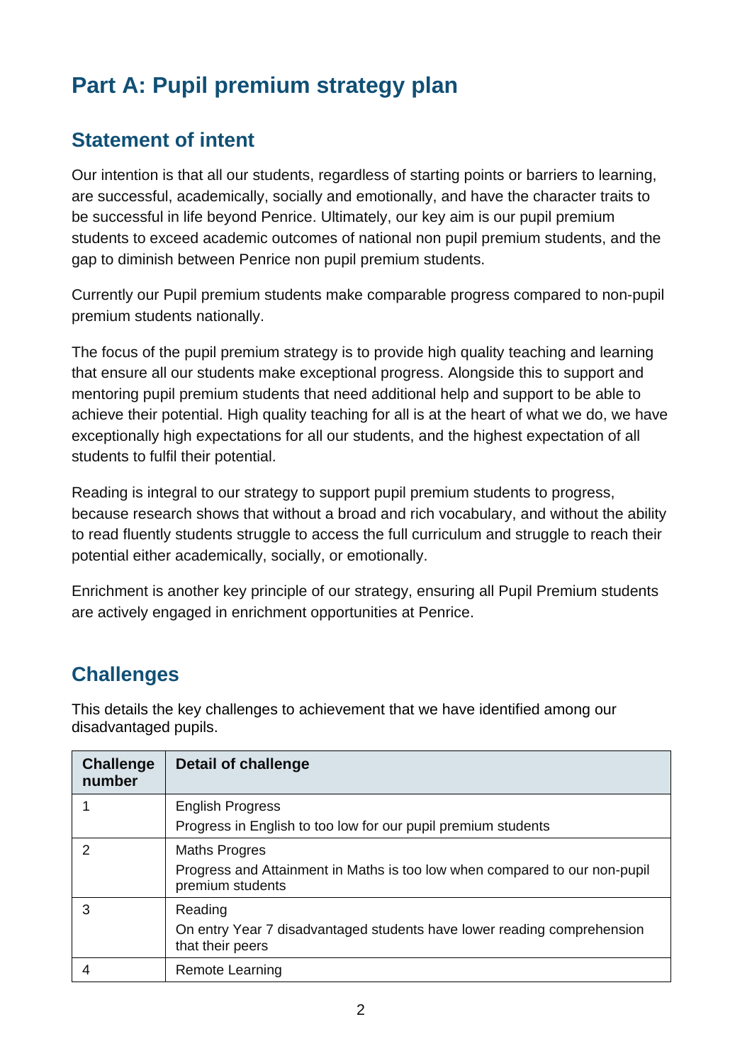# Part A: Pupil premium strategy plan

## Statement of intent

Our intention is that all our students, regardless of starting points or barriers to learning, are successful, academically, socially and emotionally, and have the character traits to be successful in life beyond Penrice. Ultimately, our key aim is our pupil premium students to exceed academic outcomes of national non pupil premium students, and the gap to diminish between Penrice non pupil premium students.

Currently our Pupil premium students make comparable progress compared to non-pupil premium students nationally.

The focus of the pupil premium strategy is to provide high quality teaching and learning that ensure all our students make exceptional progress. Alongside this to support and mentoring pupil premium students that need additional help and support to be able to achieve their potential. High quality teaching for all is at the heart of what we do, we have exceptionally high expectations for all our students, and the highest expectation of all students to fulfil their potential.

Reading is integral to our strategy to support pupil premium students to progress, because research shows that without a broad and rich vocabulary, and without the ability to read fluently students struggle to access the full curriculum and struggle to reach their potential either academically, socially, or emotionally.

Enrichment is another key principle of our strategy, ensuring all Pupil Premium students are actively engaged in enrichment opportunities at Penrice.

## Challenges

This details the key challenges to achievement that we have identified among our disadvantaged pupils.

| Challenge number | Detail of challenge |
|---|---|
| 1 | English Progress<br>Progress in English to too low for our pupil premium students |
| 2 | Maths Progres<br>Progress and Attainment in Maths is too low when compared to our non-pupil premium students |
| 3 | Reading<br>On entry Year 7 disadvantaged students have lower reading comprehension that their peers |
| 4 | Remote Learning |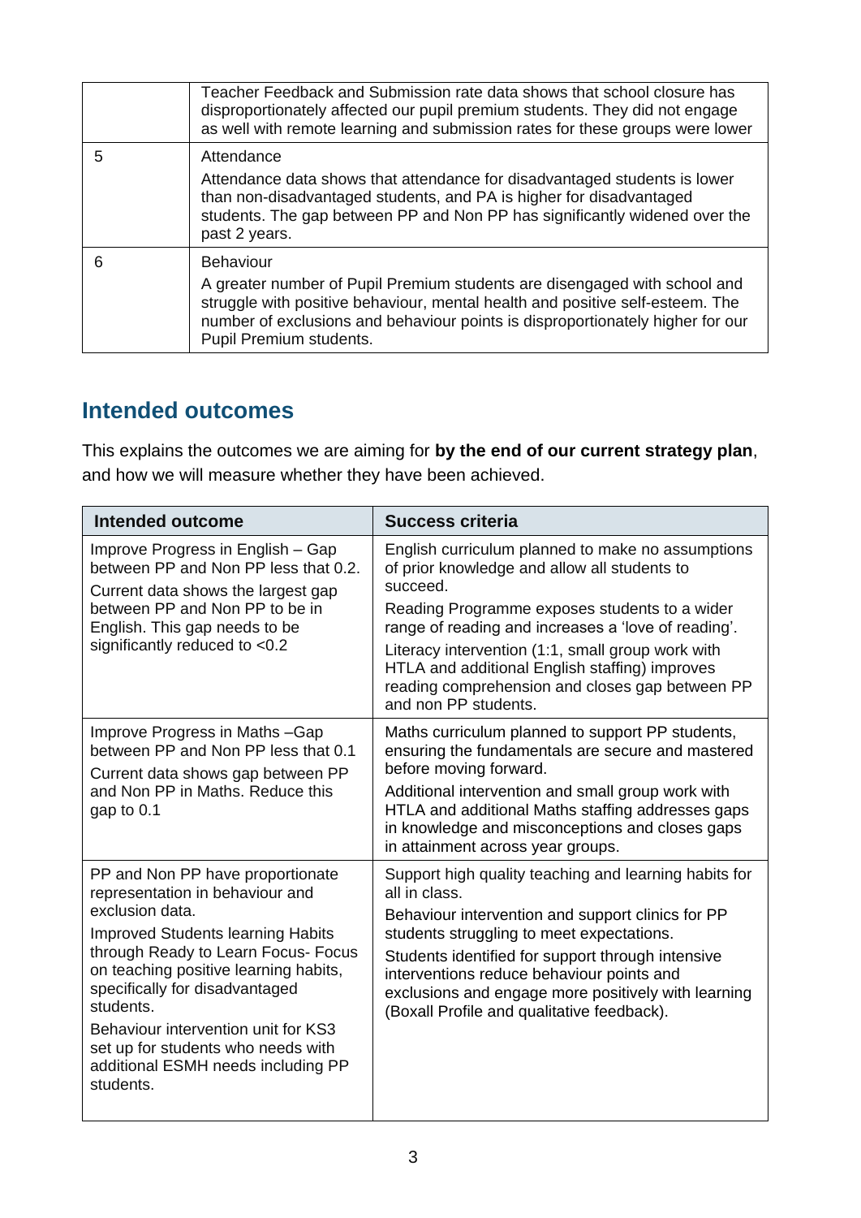| | |
|---|---|
| | Teacher Feedback and Submission rate data shows that school closure has disproportionately affected our pupil premium students. They did not engage as well with remote learning and submission rates for these groups were lower |
| 5 | Attendance<br><br>Attendance data shows that attendance for disadvantaged students is lower than non-disadvantaged students, and PA is higher for disadvantaged students. The gap between PP and Non PP has significantly widened over the past 2 years. |
| 6 | Behaviour<br><br>A greater number of Pupil Premium students are disengaged with school and struggle with positive behaviour, mental health and positive self-esteem. The number of exclusions and behaviour points is disproportionately higher for our Pupil Premium students. |

## Intended outcomes

This explains the outcomes we are aiming for **by the end of our current strategy plan**, and how we will measure whether they have been achieved.

| Intended outcome | Success criteria |
|---|---|
| Improve Progress in English – Gap between PP and Non PP less that 0.2.<br><br>Current data shows the largest gap between PP and Non PP to be in English. This gap needs to be significantly reduced to <0.2 | English curriculum planned to make no assumptions of prior knowledge and allow all students to succeed.<br><br>Reading Programme exposes students to a wider range of reading and increases a 'love of reading'.<br><br>Literacy intervention (1:1, small group work with HTLA and additional English staffing) improves reading comprehension and closes gap between PP and non PP students. |
| Improve Progress in Maths –Gap between PP and Non PP less that 0.1<br><br>Current data shows gap between PP and Non PP in Maths. Reduce this gap to 0.1 | Maths curriculum planned to support PP students, ensuring the fundamentals are secure and mastered before moving forward.<br><br>Additional intervention and small group work with HTLA and additional Maths staffing addresses gaps in knowledge and misconceptions and closes gaps in attainment across year groups. |
| PP and Non PP have proportionate representation in behaviour and exclusion data.<br><br>Improved Students learning Habits through Ready to Learn Focus- Focus on teaching positive learning habits, specifically for disadvantaged students.<br><br>Behaviour intervention unit for KS3 set up for students who needs with additional ESMH needs including PP students. | Support high quality teaching and learning habits for all in class.<br><br>Behaviour intervention and support clinics for PP students struggling to meet expectations.<br><br>Students identified for support through intensive interventions reduce behaviour points and exclusions and engage more positively with learning (Boxall Profile and qualitative feedback). |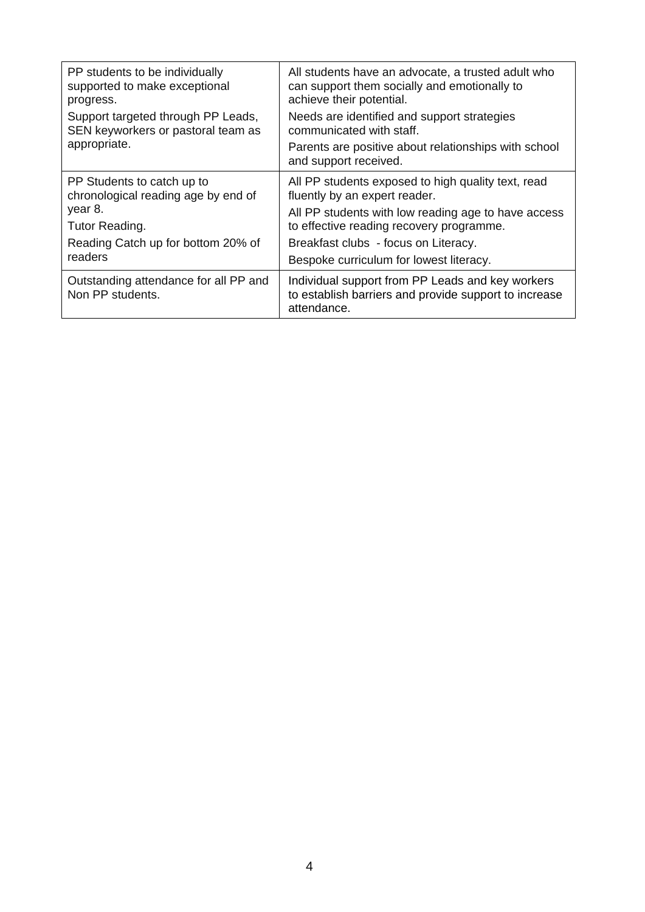| | |
|---|---|
| PP students to be individually supported to make exceptional progress.<br>Support targeted through PP Leads, SEN keyworkers or pastoral team as appropriate. | All students have an advocate, a trusted adult who can support them socially and emotionally to achieve their potential.<br>Needs are identified and support strategies communicated with staff.<br>Parents are positive about relationships with school and support received. |
| PP Students to catch up to chronological reading age by end of year 8.<br>Tutor Reading.<br>Reading Catch up for bottom 20% of readers | All PP students exposed to high quality text, read fluently by an expert reader.<br>All PP students with low reading age to have access to effective reading recovery programme.<br>Breakfast clubs - focus on Literacy.<br>Bespoke curriculum for lowest literacy. |
| Outstanding attendance for all PP and Non PP students. | Individual support from PP Leads and key workers to establish barriers and provide support to increase attendance. |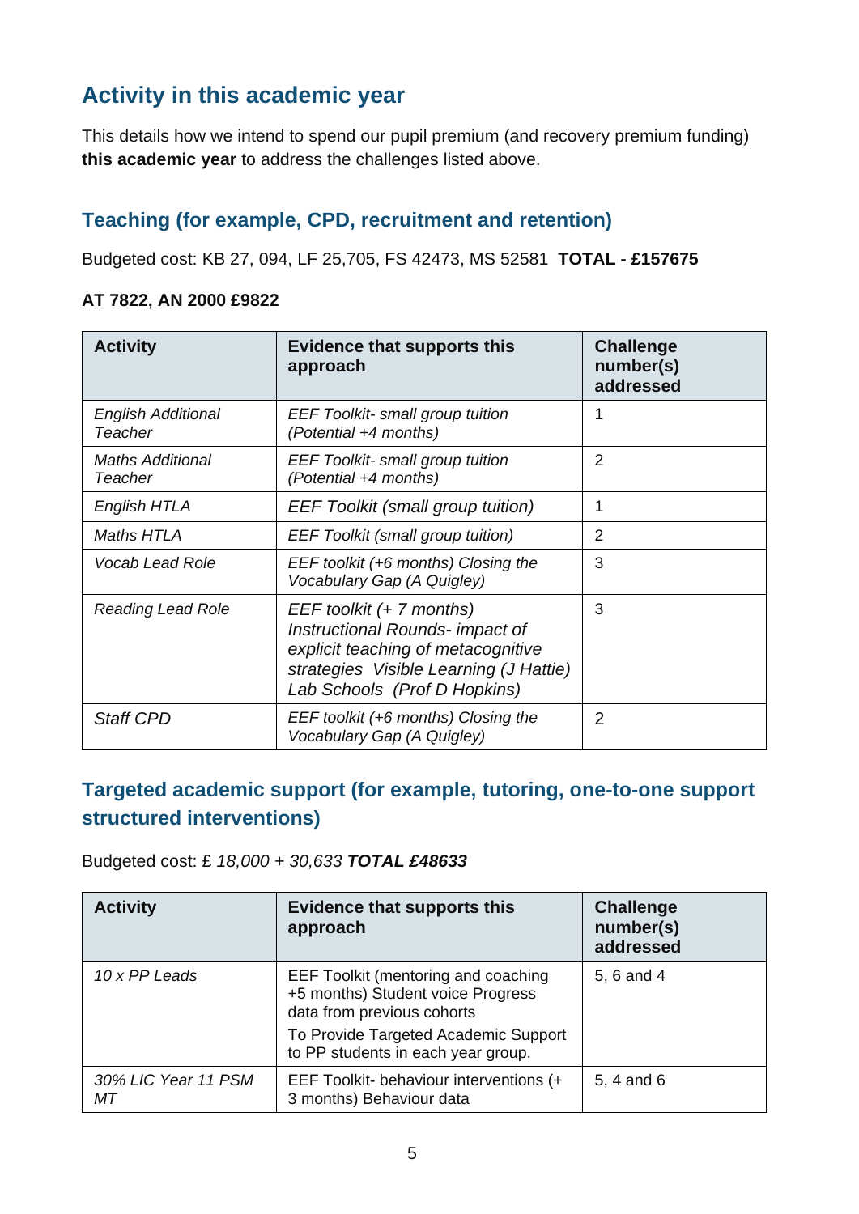## Activity in this academic year

This details how we intend to spend our pupil premium (and recovery premium funding) **this academic year** to address the challenges listed above.

### Teaching (for example, CPD, recruitment and retention)

Budgeted cost: KB 27, 094, LF 25,705, FS 42473, MS 52581 **TOTAL - £157675**

**AT 7822, AN 2000 £9822**

| Activity | Evidence that supports this approach | Challenge number(s) addressed |
|---|---|---|
| *English Additional Teacher* | *EEF Toolkit- small group tuition (Potential +4 months)* | 1 |
| *Maths Additional Teacher* | *EEF Toolkit- small group tuition (Potential +4 months)* | 2 |
| *English HTLA* | *EEF Toolkit (small group tuition)* | 1 |
| *Maths HTLA* | *EEF Toolkit (small group tuition)* | 2 |
| *Vocab Lead Role* | *EEF toolkit (+6 months) Closing the Vocabulary Gap (A Quigley)* | 3 |
| *Reading Lead Role* | *EEF toolkit (+ 7 months) Instructional Rounds- impact of explicit teaching of metacognitive strategies Visible Learning (J Hattie) Lab Schools (Prof D Hopkins)* | 3 |
| *Staff CPD* | *EEF toolkit (+6 months) Closing the Vocabulary Gap (A Quigley)* | 2 |

### Targeted academic support (for example, tutoring, one-to-one support structured interventions)

Budgeted cost: £ *18,000 + 30,633* ***TOTAL £48633***

| Activity | Evidence that supports this approach | Challenge number(s) addressed |
|---|---|---|
| *10 x PP Leads* | EEF Toolkit (mentoring and coaching +5 months) Student voice Progress data from previous cohorts<br>To Provide Targeted Academic Support to PP students in each year group. | 5, 6 and 4 |
| *30% LIC Year 11 PSM MT* | EEF Toolkit- behaviour interventions (+ 3 months) Behaviour data | 5, 4 and 6 |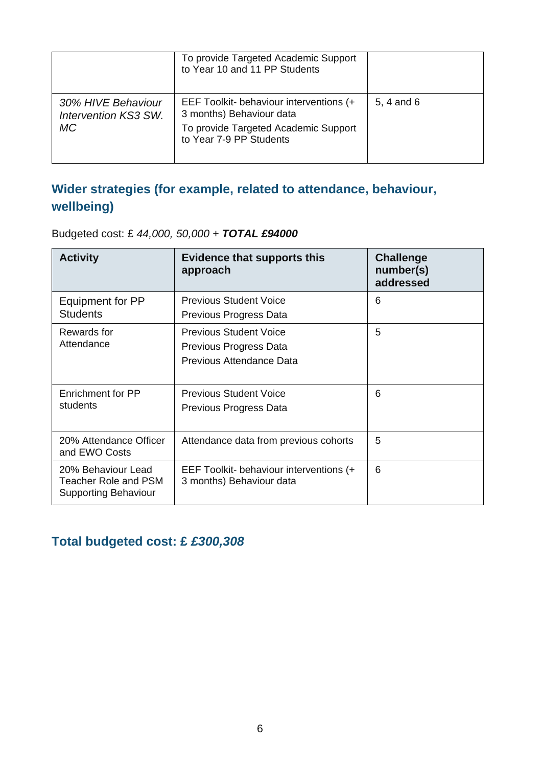| | | |
|---|---|---|
| | To provide Targeted Academic Support to Year 10 and 11 PP Students | |
| *30% HIVE Behaviour Intervention KS3 SW. MC* | EEF Toolkit- behaviour interventions (+ 3 months) Behaviour data<br>To provide Targeted Academic Support to Year 7-9 PP Students | 5, 4 and 6 |

## Wider strategies (for example, related to attendance, behaviour, wellbeing)

Budgeted cost: £ *44,000, 50,000 +* ***TOTAL £94000***

| Activity | Evidence that supports this approach | Challenge number(s) addressed |
|---|---|---|
| Equipment for PP Students | Previous Student Voice<br>Previous Progress Data | 6 |
| Rewards for Attendance | Previous Student Voice<br>Previous Progress Data<br>Previous Attendance Data | 5 |
| Enrichment for PP students | Previous Student Voice<br>Previous Progress Data | 6 |
| 20% Attendance Officer and EWO Costs | Attendance data from previous cohorts | 5 |
| 20% Behaviour Lead Teacher Role and PSM Supporting Behaviour | EEF Toolkit- behaviour interventions (+ 3 months) Behaviour data | 6 |

## Total budgeted cost: £ *£300,308*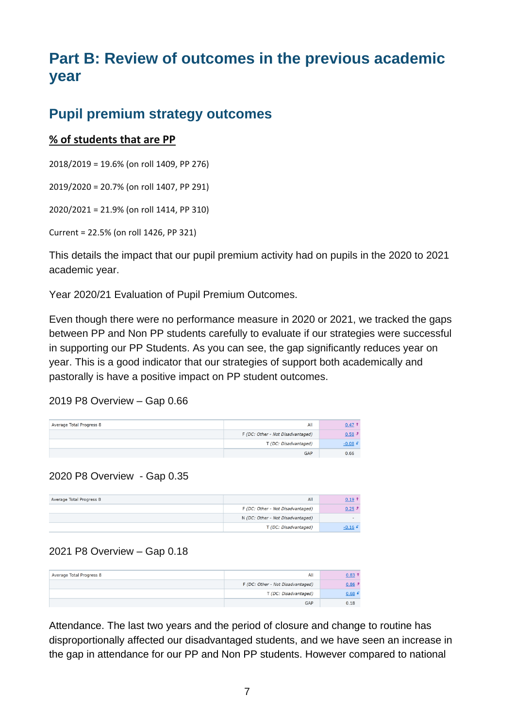# Part B: Review of outcomes in the previous academic year

## Pupil premium strategy outcomes

**% of students that are PP**

2018/2019 = 19.6% (on roll 1409, PP 276)

2019/2020 = 20.7% (on roll 1407, PP 291)

2020/2021 = 21.9% (on roll 1414, PP 310)

Current = 22.5% (on roll 1426, PP 321)

This details the impact that our pupil premium activity had on pupils in the 2020 to 2021 academic year.

Year 2020/21 Evaluation of Pupil Premium Outcomes.

Even though there were no performance measure in 2020 or 2021, we tracked the gaps between PP and Non PP students carefully to evaluate if our strategies were successful in supporting our PP Students. As you can see, the gap significantly reduces year on year. This is a good indicator that our strategies of support both academically and pastorally is have a positive impact on PP student outcomes.

2019 P8 Overview – Gap 0.66

| Average Total Progress 8 | All | 0.47 |
|---|---|---|
| | F (DC: Other - Not Disadvantaged) | 0.58 |
| | T (DC: Disadvantaged) | -0.08 |
| | GAP | 0.66 |

2020 P8 Overview - Gap 0.35

| Average Total Progress 8 | All | 0.19 |
|---|---|---|
| | F (DC: Other - Not Disadvantaged) | 0.25 |
| | N (DC: Other - Not Disadvantaged) | - |
| | T (DC: Disadvantaged) | -0.16 |

2021 P8 Overview – Gap 0.18

| Average Total Progress 8 | All | 0.83 |
|---|---|---|
| | F (DC: Other - Not Disadvantaged) | 0.86 |
| | T (DC: Disadvantaged) | 0.68 |
| | GAP | 0.18 |

Attendance. The last two years and the period of closure and change to routine has disproportionally affected our disadvantaged students, and we have seen an increase in the gap in attendance for our PP and Non PP students. However compared to national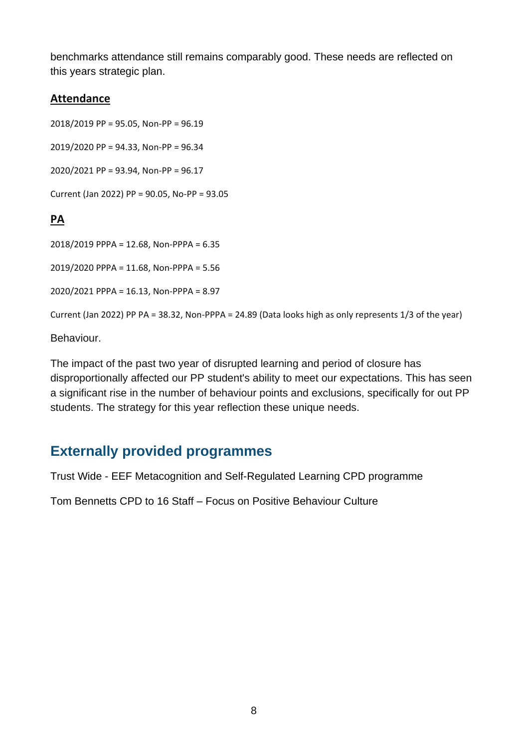benchmarks attendance still remains comparably good. These needs are reflected on this years strategic plan.

**Attendance**

2018/2019 PP = 95.05, Non-PP = 96.19

2019/2020 PP = 94.33, Non-PP = 96.34

2020/2021 PP = 93.94, Non-PP = 96.17

Current (Jan 2022) PP = 90.05, No-PP = 93.05

**PA**

2018/2019 PPPA = 12.68, Non-PPPA = 6.35

2019/2020 PPPA = 11.68, Non-PPPA = 5.56

2020/2021 PPPA = 16.13, Non-PPPA = 8.97

Current (Jan 2022) PP PA = 38.32, Non-PPPA = 24.89 (Data looks high as only represents 1/3 of the year)

Behaviour.

The impact of the past two year of disrupted learning and period of closure has disproportionally affected our PP student's ability to meet our expectations. This has seen a significant rise in the number of behaviour points and exclusions, specifically for out PP students. The strategy for this year reflection these unique needs.

## Externally provided programmes

Trust Wide - EEF Metacognition and Self-Regulated Learning CPD programme

Tom Bennetts CPD to 16 Staff – Focus on Positive Behaviour Culture